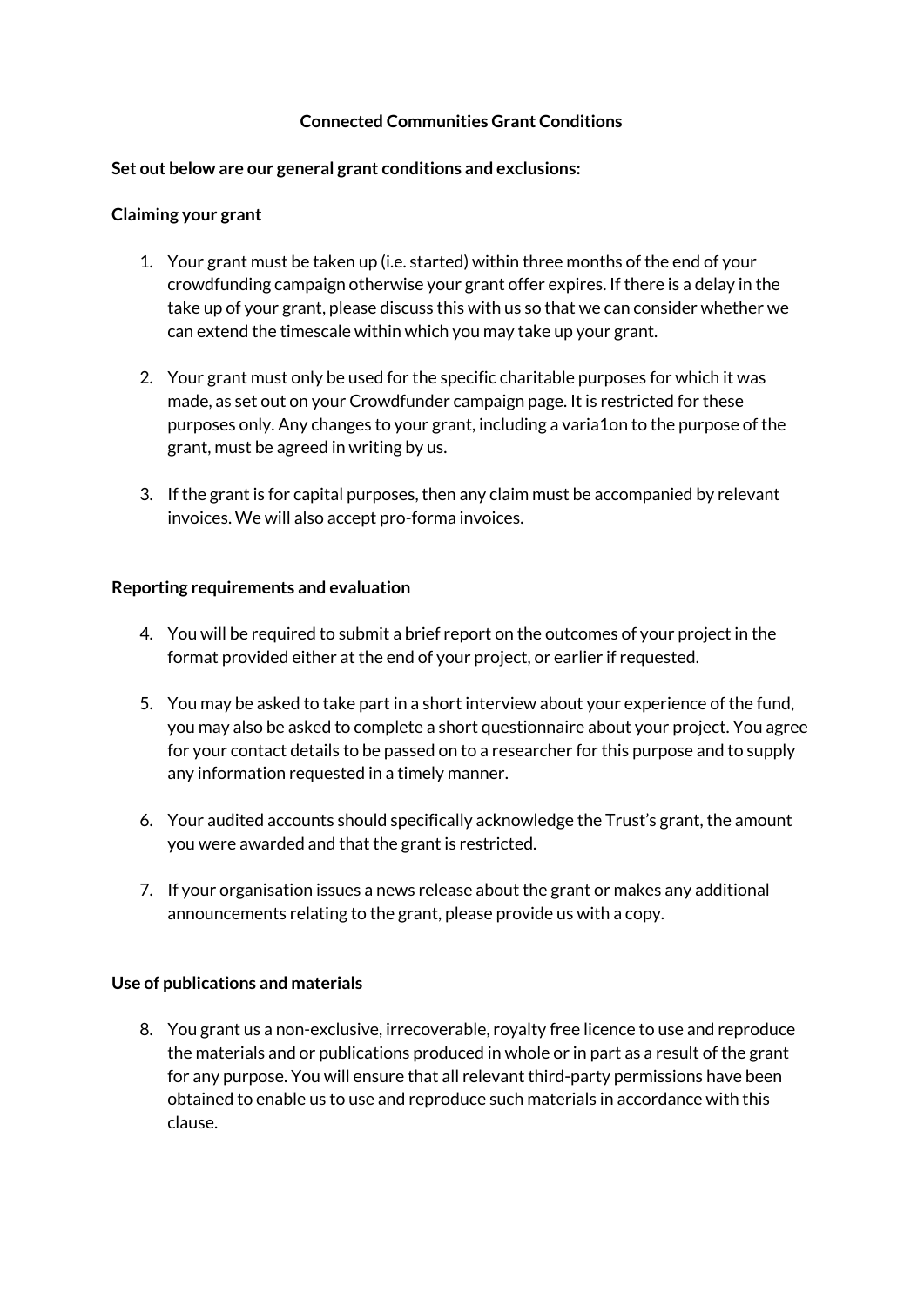# Connected Communities Grant Conditions

**Set out below are our general grant conditions and exclusions:**

**Claiming your grant**

1. Your grant must be taken up (i.e. started) within three months of the end of your crowdfunding campaign otherwise your grant offer expires. If there is a delay in the take up of your grant, please discuss this with us so that we can consider whether we can extend the timescale within which you may take up your grant.

2. Your grant must only be used for the specific charitable purposes for which it was made, as set out on your Crowdfunder campaign page. It is restricted for these purposes only. Any changes to your grant, including a varia1on to the purpose of the grant, must be agreed in writing by us.

3. If the grant is for capital purposes, then any claim must be accompanied by relevant invoices. We will also accept pro-forma invoices.

**Reporting requirements and evaluation**

4. You will be required to submit a brief report on the outcomes of your project in the format provided either at the end of your project, or earlier if requested.

5. You may be asked to take part in a short interview about your experience of the fund, you may also be asked to complete a short questionnaire about your project. You agree for your contact details to be passed on to a researcher for this purpose and to supply any information requested in a timely manner.

6. Your audited accounts should specifically acknowledge the Trust's grant, the amount you were awarded and that the grant is restricted.

7. If your organisation issues a news release about the grant or makes any additional announcements relating to the grant, please provide us with a copy.

**Use of publications and materials**

8. You grant us a non-exclusive, irrecoverable, royalty free licence to use and reproduce the materials and or publications produced in whole or in part as a result of the grant for any purpose. You will ensure that all relevant third-party permissions have been obtained to enable us to use and reproduce such materials in accordance with this clause.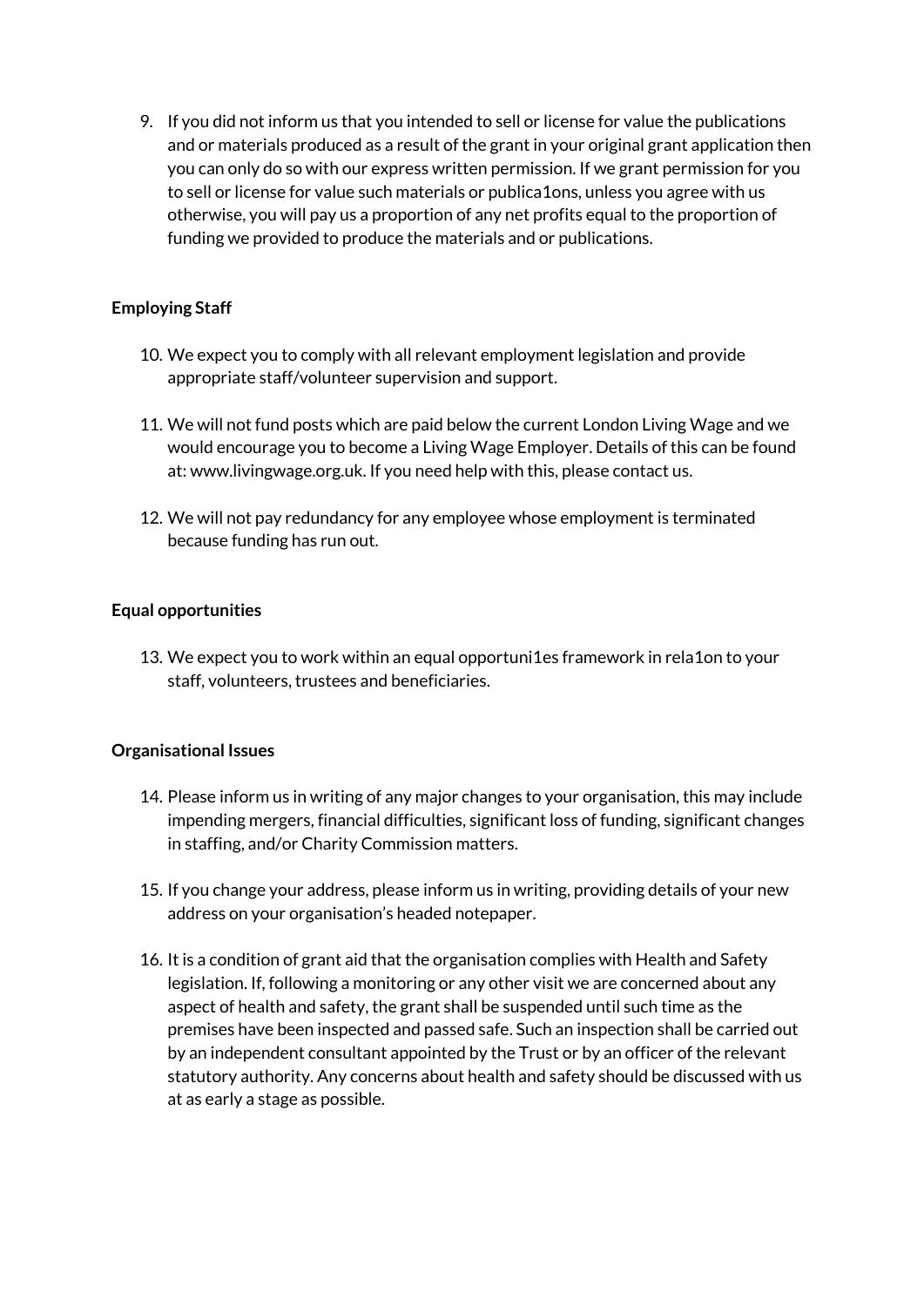9. If you did not inform us that you intended to sell or license for value the publications and or materials produced as a result of the grant in your original grant application then you can only do so with our express written permission. If we grant permission for you to sell or license for value such materials or publica1ons, unless you agree with us otherwise, you will pay us a proportion of any net profits equal to the proportion of funding we provided to produce the materials and or publications.

**Employing Staff**

10. We expect you to comply with all relevant employment legislation and provide appropriate staff/volunteer supervision and support.

11. We will not fund posts which are paid below the current London Living Wage and we would encourage you to become a Living Wage Employer. Details of this can be found at: www.livingwage.org.uk. If you need help with this, please contact us.

12. We will not pay redundancy for any employee whose employment is terminated because funding has run out.

**Equal opportunities**

13. We expect you to work within an equal opportuni1es framework in rela1on to your staff, volunteers, trustees and beneficiaries.

**Organisational Issues**

14. Please inform us in writing of any major changes to your organisation, this may include impending mergers, financial difficulties, significant loss of funding, significant changes in staffing, and/or Charity Commission matters.

15. If you change your address, please inform us in writing, providing details of your new address on your organisation's headed notepaper.

16. It is a condition of grant aid that the organisation complies with Health and Safety legislation. If, following a monitoring or any other visit we are concerned about any aspect of health and safety, the grant shall be suspended until such time as the premises have been inspected and passed safe. Such an inspection shall be carried out by an independent consultant appointed by the Trust or by an officer of the relevant statutory authority. Any concerns about health and safety should be discussed with us at as early a stage as possible.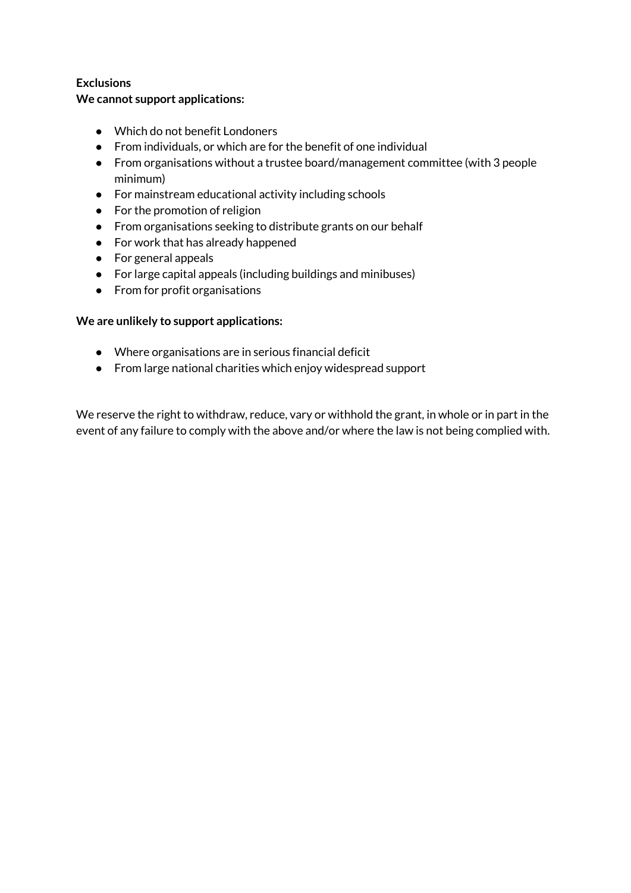**Exclusions**
**We cannot support applications:**

- Which do not benefit Londoners
- From individuals, or which are for the benefit of one individual
- From organisations without a trustee board/management committee (with 3 people minimum)
- For mainstream educational activity including schools
- For the promotion of religion
- From organisations seeking to distribute grants on our behalf
- For work that has already happened
- For general appeals
- For large capital appeals (including buildings and minibuses)
- From for profit organisations

**We are unlikely to support applications:**

- Where organisations are in serious financial deficit
- From large national charities which enjoy widespread support

We reserve the right to withdraw, reduce, vary or withhold the grant, in whole or in part in the event of any failure to comply with the above and/or where the law is not being complied with.